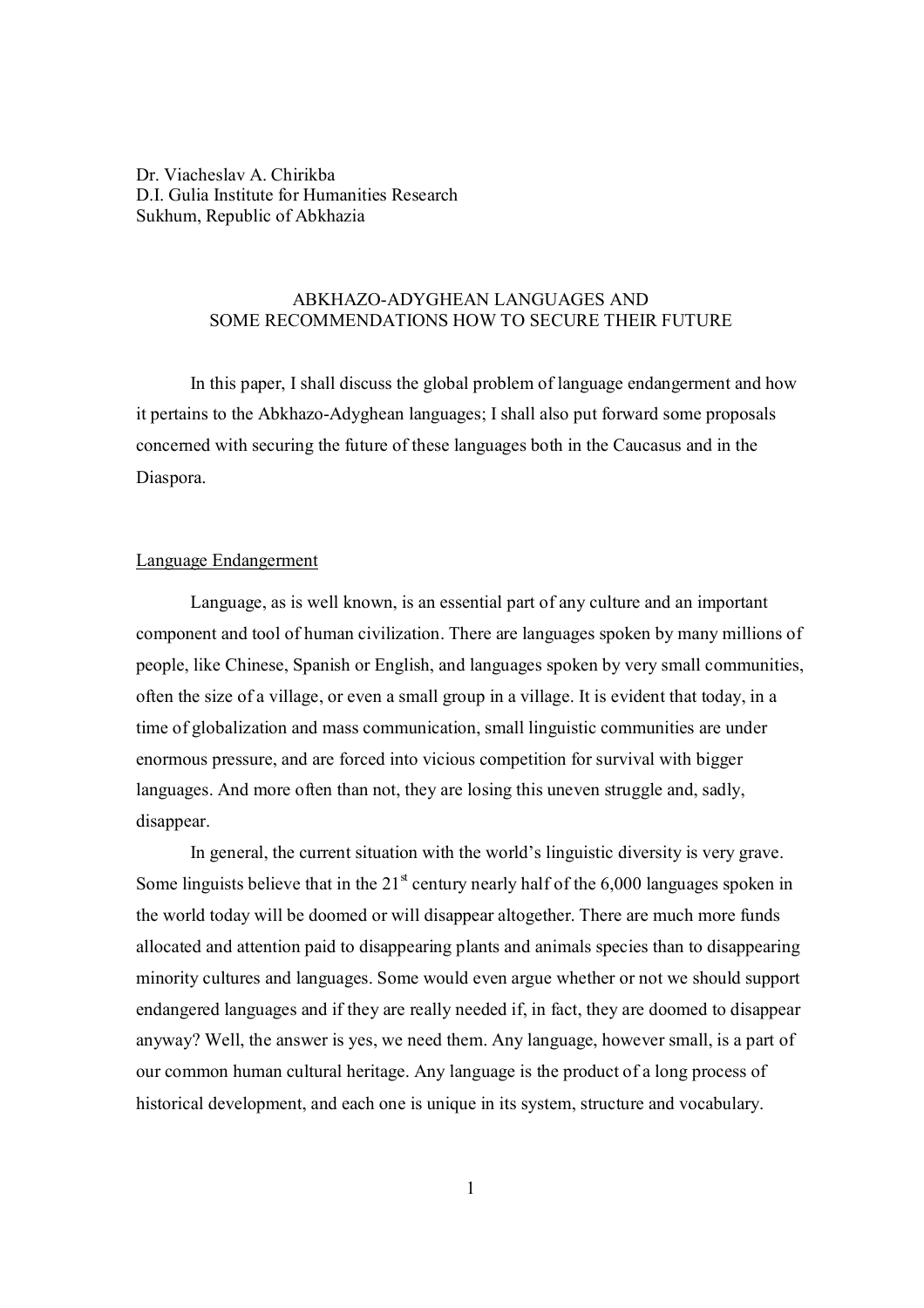Dr. Viacheslav A. Chirikba
D.I. Gulia Institute for Humanities Research
Sukhum, Republic of Abkhazia

# ABKHAZO-ADYGHEAN LANGUAGES AND SOME RECOMMENDATIONS HOW TO SECURE THEIR FUTURE

In this paper, I shall discuss the global problem of language endangerment and how it pertains to the Abkhazo-Adyghean languages; I shall also put forward some proposals concerned with securing the future of these languages both in the Caucasus and in the Diaspora.

## Language Endangerment

Language, as is well known, is an essential part of any culture and an important component and tool of human civilization. There are languages spoken by many millions of people, like Chinese, Spanish or English, and languages spoken by very small communities, often the size of a village, or even a small group in a village. It is evident that today, in a time of globalization and mass communication, small linguistic communities are under enormous pressure, and are forced into vicious competition for survival with bigger languages. And more often than not, they are losing this uneven struggle and, sadly, disappear.

In general, the current situation with the world's linguistic diversity is very grave. Some linguists believe that in the 21st century nearly half of the 6,000 languages spoken in the world today will be doomed or will disappear altogether. There are much more funds allocated and attention paid to disappearing plants and animals species than to disappearing minority cultures and languages. Some would even argue whether or not we should support endangered languages and if they are really needed if, in fact, they are doomed to disappear anyway? Well, the answer is yes, we need them. Any language, however small, is a part of our common human cultural heritage. Any language is the product of a long process of historical development, and each one is unique in its system, structure and vocabulary.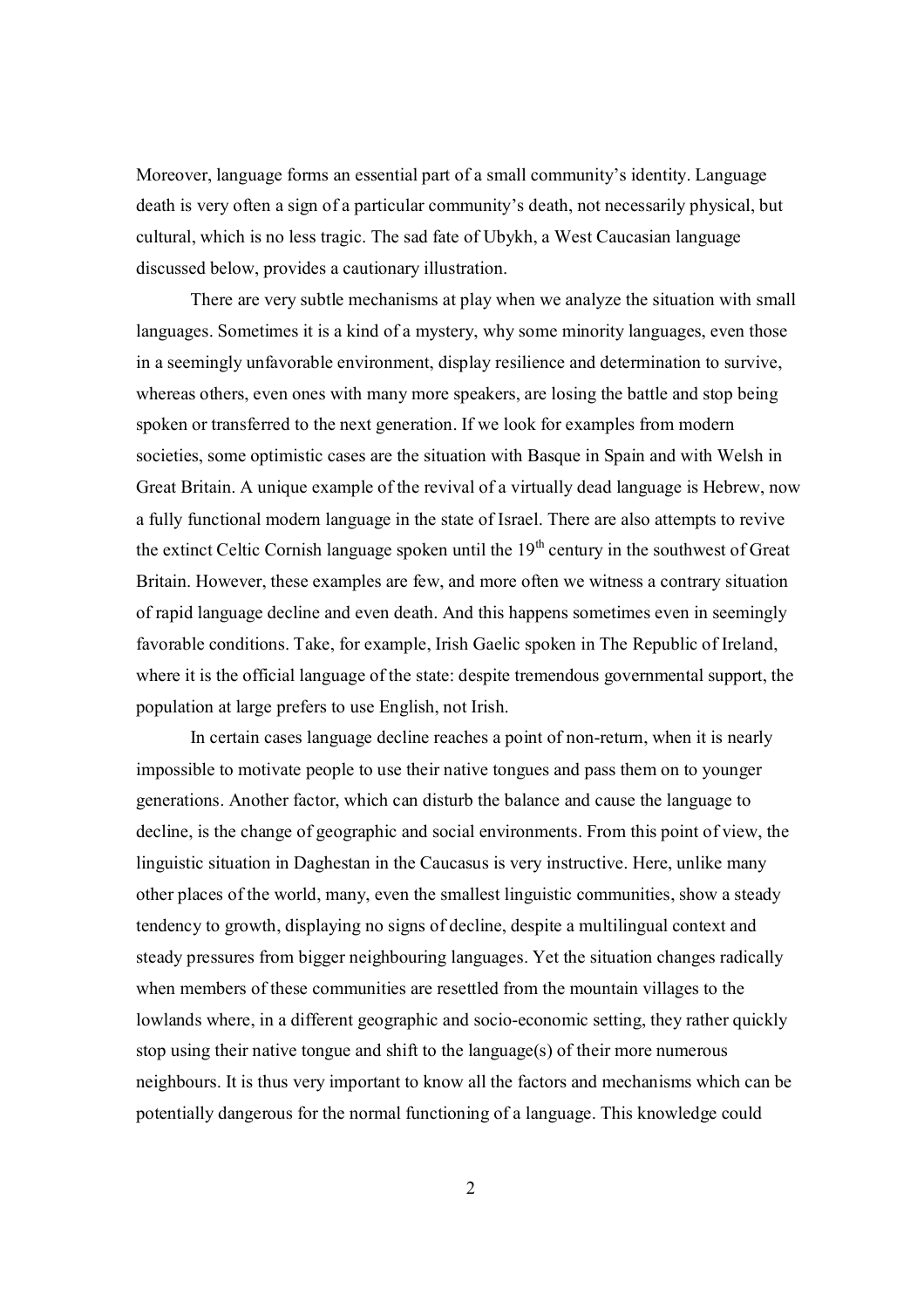Moreover, language forms an essential part of a small community's identity. Language death is very often a sign of a particular community's death, not necessarily physical, but cultural, which is no less tragic. The sad fate of Ubykh, a West Caucasian language discussed below, provides a cautionary illustration.

There are very subtle mechanisms at play when we analyze the situation with small languages. Sometimes it is a kind of a mystery, why some minority languages, even those in a seemingly unfavorable environment, display resilience and determination to survive, whereas others, even ones with many more speakers, are losing the battle and stop being spoken or transferred to the next generation. If we look for examples from modern societies, some optimistic cases are the situation with Basque in Spain and with Welsh in Great Britain. A unique example of the revival of a virtually dead language is Hebrew, now a fully functional modern language in the state of Israel. There are also attempts to revive the extinct Celtic Cornish language spoken until the 19th century in the southwest of Great Britain. However, these examples are few, and more often we witness a contrary situation of rapid language decline and even death. And this happens sometimes even in seemingly favorable conditions. Take, for example, Irish Gaelic spoken in The Republic of Ireland, where it is the official language of the state: despite tremendous governmental support, the population at large prefers to use English, not Irish.

In certain cases language decline reaches a point of non-return, when it is nearly impossible to motivate people to use their native tongues and pass them on to younger generations. Another factor, which can disturb the balance and cause the language to decline, is the change of geographic and social environments. From this point of view, the linguistic situation in Daghestan in the Caucasus is very instructive. Here, unlike many other places of the world, many, even the smallest linguistic communities, show a steady tendency to growth, displaying no signs of decline, despite a multilingual context and steady pressures from bigger neighbouring languages. Yet the situation changes radically when members of these communities are resettled from the mountain villages to the lowlands where, in a different geographic and socio-economic setting, they rather quickly stop using their native tongue and shift to the language(s) of their more numerous neighbours. It is thus very important to know all the factors and mechanisms which can be potentially dangerous for the normal functioning of a language. This knowledge could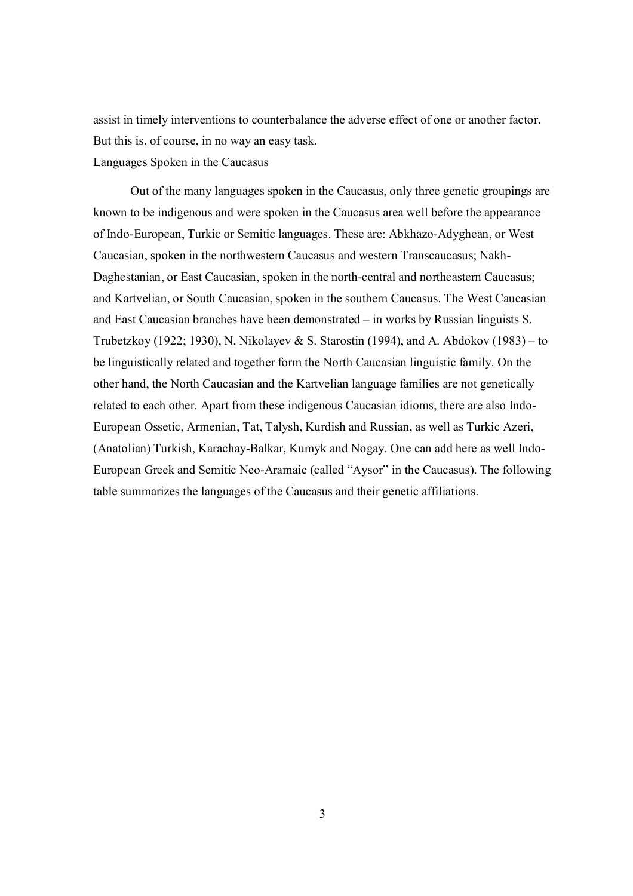assist in timely interventions to counterbalance the adverse effect of one or another factor. But this is, of course, in no way an easy task.

## Languages Spoken in the Caucasus

Out of the many languages spoken in the Caucasus, only three genetic groupings are known to be indigenous and were spoken in the Caucasus area well before the appearance of Indo-European, Turkic or Semitic languages. These are: Abkhazo-Adyghean, or West Caucasian, spoken in the northwestern Caucasus and western Transcaucasus; Nakh-Daghestanian, or East Caucasian, spoken in the north-central and northeastern Caucasus; and Kartvelian, or South Caucasian, spoken in the southern Caucasus. The West Caucasian and East Caucasian branches have been demonstrated – in works by Russian linguists S. Trubetzkoy (1922; 1930), N. Nikolayev & S. Starostin (1994), and A. Abdokov (1983) – to be linguistically related and together form the North Caucasian linguistic family. On the other hand, the North Caucasian and the Kartvelian language families are not genetically related to each other. Apart from these indigenous Caucasian idioms, there are also Indo-European Ossetic, Armenian, Tat, Talysh, Kurdish and Russian, as well as Turkic Azeri, (Anatolian) Turkish, Karachay-Balkar, Kumyk and Nogay. One can add here as well Indo-European Greek and Semitic Neo-Aramaic (called "Aysor" in the Caucasus). The following table summarizes the languages of the Caucasus and their genetic affiliations.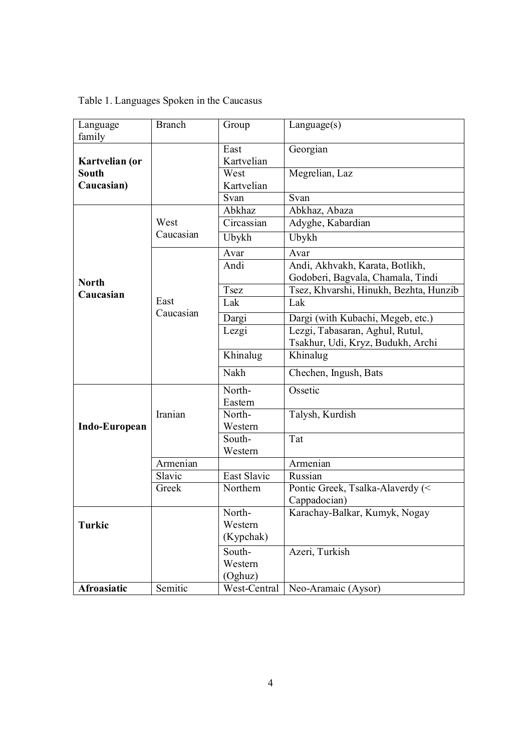Table 1. Languages Spoken in the Caucasus

| Language family | Branch | Group | Language(s) |
|---|---|---|---|
| **Kartvelian (or South Caucasian)** | | East Kartvelian | Georgian |
| | | West Kartvelian | Megrelian, Laz |
| | | Svan | Svan |
| **North Caucasian** | West Caucasian | Abkhaz | Abkhaz, Abaza |
| | | Circassian | Adyghe, Kabardian |
| | | Ubykh | Ubykh |
| | East Caucasian | Avar | Avar |
| | | Andi | Andi, Akhvakh, Karata, Botlikh, Godoberi, Bagvala, Chamala, Tindi |
| | | Tsez | Tsez, Khvarshi, Hinukh, Bezhta, Hunzib |
| | | Lak | Lak |
| | | Dargi | Dargi (with Kubachi, Megeb, etc.) |
| | | Lezgi | Lezgi, Tabasaran, Aghul, Rutul, Tsakhur, Udi, Kryz, Budukh, Archi |
| | | Khinalug | Khinalug |
| | | Nakh | Chechen, Ingush, Bats |
| **Indo-European** | Iranian | North-Eastern | Ossetic |
| | | North-Western | Talysh, Kurdish |
| | | South-Western | Tat |
| | Armenian | | Armenian |
| | Slavic | East Slavic | Russian |
| | Greek | Northern | Pontic Greek, Tsalka-Alaverdy (< Cappadocian) |
| **Turkic** | | North-Western (Kypchak) | Karachay-Balkar, Kumyk, Nogay |
| | | South-Western (Oghuz) | Azeri, Turkish |
| **Afroasiatic** | Semitic | West-Central | Neo-Aramaic (Aysor) |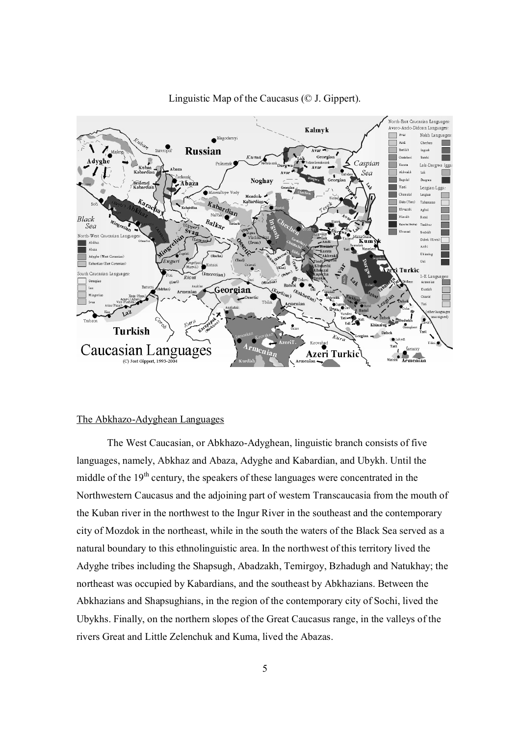Linguistic Map of the Caucasus (© J. Gippert).

## The Abkhazo-Adyghean Languages

The West Caucasian, or Abkhazo-Adyghean, linguistic branch consists of five languages, namely, Abkhaz and Abaza, Adyghe and Kabardian, and Ubykh. Until the middle of the 19th century, the speakers of these languages were concentrated in the Northwestern Caucasus and the adjoining part of western Transcaucasia from the mouth of the Kuban river in the northwest to the Ingur River in the southeast and the contemporary city of Mozdok in the northeast, while in the south the waters of the Black Sea served as a natural boundary to this ethnolinguistic area. In the northwest of this territory lived the Adyghe tribes including the Shapsugh, Abadzakh, Temirgoy, Bzhadugh and Natukhay; the northeast was occupied by Kabardians, and the southeast by Abkhazians. Between the Abkhazians and Shapsughians, in the region of the contemporary city of Sochi, lived the Ubykhs. Finally, on the northern slopes of the Great Caucasus range, in the valleys of the rivers Great and Little Zelenchuk and Kuma, lived the Abazas.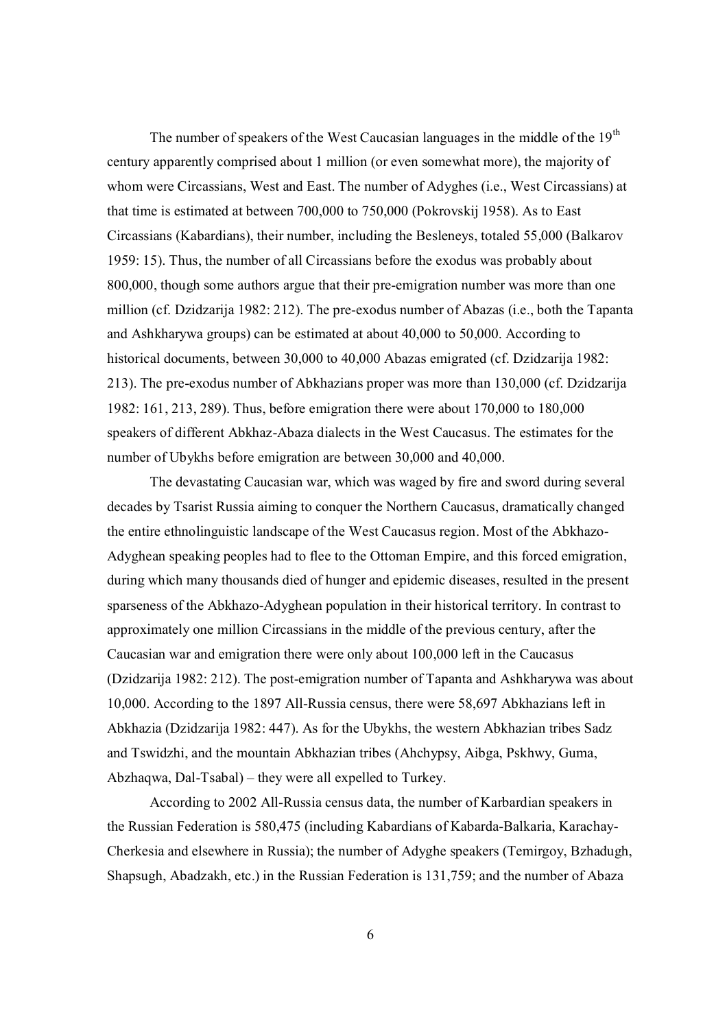The number of speakers of the West Caucasian languages in the middle of the 19th century apparently comprised about 1 million (or even somewhat more), the majority of whom were Circassians, West and East. The number of Adyghes (i.e., West Circassians) at that time is estimated at between 700,000 to 750,000 (Pokrovskij 1958). As to East Circassians (Kabardians), their number, including the Besleneys, totaled 55,000 (Balkarov 1959: 15). Thus, the number of all Circassians before the exodus was probably about 800,000, though some authors argue that their pre-emigration number was more than one million (cf. Dzidzarija 1982: 212). The pre-exodus number of Abazas (i.e., both the Tapanta and Ashkharywa groups) can be estimated at about 40,000 to 50,000. According to historical documents, between 30,000 to 40,000 Abazas emigrated (cf. Dzidzarija 1982: 213). The pre-exodus number of Abkhazians proper was more than 130,000 (cf. Dzidzarija 1982: 161, 213, 289). Thus, before emigration there were about 170,000 to 180,000 speakers of different Abkhaz-Abaza dialects in the West Caucasus. The estimates for the number of Ubykhs before emigration are between 30,000 and 40,000.

The devastating Caucasian war, which was waged by fire and sword during several decades by Tsarist Russia aiming to conquer the Northern Caucasus, dramatically changed the entire ethnolinguistic landscape of the West Caucasus region. Most of the Abkhazo-Adyghean speaking peoples had to flee to the Ottoman Empire, and this forced emigration, during which many thousands died of hunger and epidemic diseases, resulted in the present sparseness of the Abkhazo-Adyghean population in their historical territory. In contrast to approximately one million Circassians in the middle of the previous century, after the Caucasian war and emigration there were only about 100,000 left in the Caucasus (Dzidzarija 1982: 212). The post-emigration number of Tapanta and Ashkharywa was about 10,000. According to the 1897 All-Russia census, there were 58,697 Abkhazians left in Abkhazia (Dzidzarija 1982: 447). As for the Ubykhs, the western Abkhazian tribes Sadz and Tswidzhi, and the mountain Abkhazian tribes (Ahchypsy, Aibga, Pskhwy, Guma, Abzhaqwa, Dal-Tsabal) – they were all expelled to Turkey.

According to 2002 All-Russia census data, the number of Karbardian speakers in the Russian Federation is 580,475 (including Kabardians of Kabarda-Balkaria, Karachay-Cherkesia and elsewhere in Russia); the number of Adyghe speakers (Temirgoy, Bzhadugh, Shapsugh, Abadzakh, etc.) in the Russian Federation is 131,759; and the number of Abaza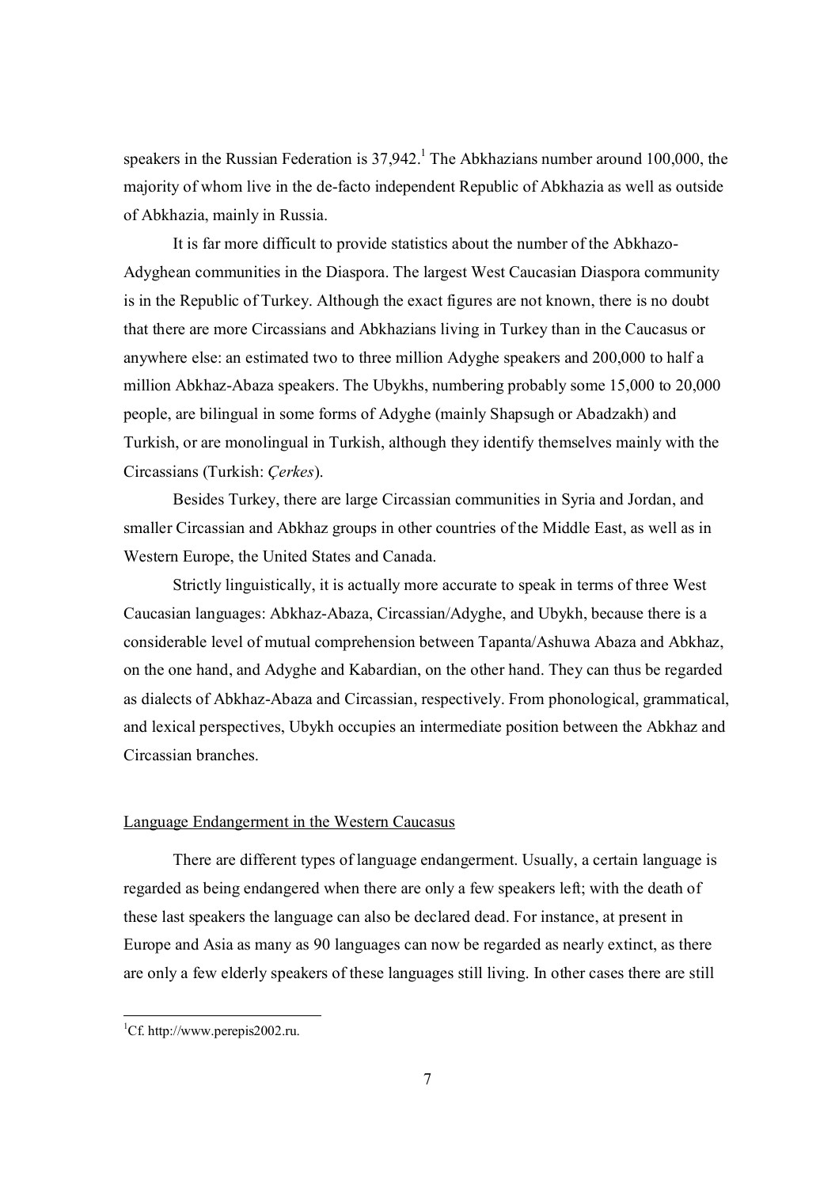speakers in the Russian Federation is 37,942.[1] The Abkhazians number around 100,000, the majority of whom live in the de-facto independent Republic of Abkhazia as well as outside of Abkhazia, mainly in Russia.

It is far more difficult to provide statistics about the number of the Abkhazo-Adyghean communities in the Diaspora. The largest West Caucasian Diaspora community is in the Republic of Turkey. Although the exact figures are not known, there is no doubt that there are more Circassians and Abkhazians living in Turkey than in the Caucasus or anywhere else: an estimated two to three million Adyghe speakers and 200,000 to half a million Abkhaz-Abaza speakers. The Ubykhs, numbering probably some 15,000 to 20,000 people, are bilingual in some forms of Adyghe (mainly Shapsugh or Abadzakh) and Turkish, or are monolingual in Turkish, although they identify themselves mainly with the Circassians (Turkish: *Çerkes*).

Besides Turkey, there are large Circassian communities in Syria and Jordan, and smaller Circassian and Abkhaz groups in other countries of the Middle East, as well as in Western Europe, the United States and Canada.

Strictly linguistically, it is actually more accurate to speak in terms of three West Caucasian languages: Abkhaz-Abaza, Circassian/Adyghe, and Ubykh, because there is a considerable level of mutual comprehension between Tapanta/Ashuwa Abaza and Abkhaz, on the one hand, and Adyghe and Kabardian, on the other hand. They can thus be regarded as dialects of Abkhaz-Abaza and Circassian, respectively. From phonological, grammatical, and lexical perspectives, Ubykh occupies an intermediate position between the Abkhaz and Circassian branches.

## Language Endangerment in the Western Caucasus

There are different types of language endangerment. Usually, a certain language is regarded as being endangered when there are only a few speakers left; with the death of these last speakers the language can also be declared dead. For instance, at present in Europe and Asia as many as 90 languages can now be regarded as nearly extinct, as there are only a few elderly speakers of these languages still living. In other cases there are still

---

[1] Cf. http://www.perepis2002.ru.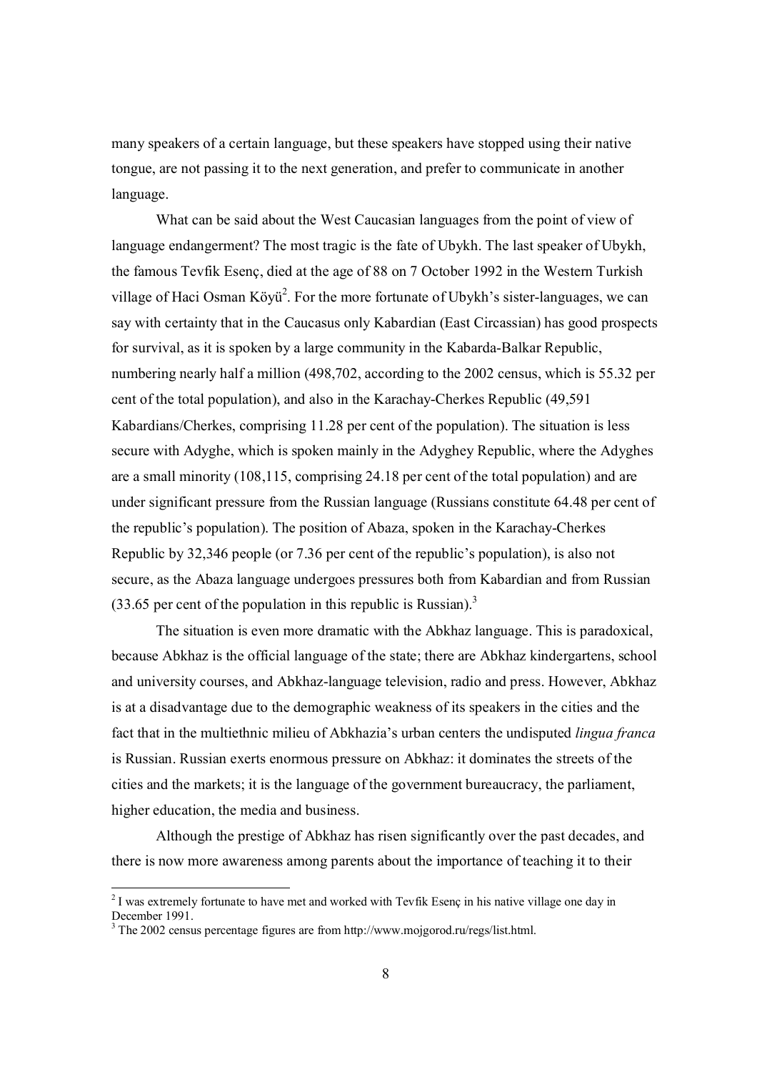many speakers of a certain language, but these speakers have stopped using their native tongue, are not passing it to the next generation, and prefer to communicate in another language.

What can be said about the West Caucasian languages from the point of view of language endangerment? The most tragic is the fate of Ubykh. The last speaker of Ubykh, the famous Tevfik Esenç, died at the age of 88 on 7 October 1992 in the Western Turkish village of Haci Osman Köyü[2]. For the more fortunate of Ubykh's sister-languages, we can say with certainty that in the Caucasus only Kabardian (East Circassian) has good prospects for survival, as it is spoken by a large community in the Kabarda-Balkar Republic, numbering nearly half a million (498,702, according to the 2002 census, which is 55.32 per cent of the total population), and also in the Karachay-Cherkes Republic (49,591 Kabardians/Cherkes, comprising 11.28 per cent of the population). The situation is less secure with Adyghe, which is spoken mainly in the Adyghey Republic, where the Adyghes are a small minority (108,115, comprising 24.18 per cent of the total population) and are under significant pressure from the Russian language (Russians constitute 64.48 per cent of the republic's population). The position of Abaza, spoken in the Karachay-Cherkes Republic by 32,346 people (or 7.36 per cent of the republic's population), is also not secure, as the Abaza language undergoes pressures both from Kabardian and from Russian (33.65 per cent of the population in this republic is Russian).[3]

The situation is even more dramatic with the Abkhaz language. This is paradoxical, because Abkhaz is the official language of the state; there are Abkhaz kindergartens, school and university courses, and Abkhaz-language television, radio and press. However, Abkhaz is at a disadvantage due to the demographic weakness of its speakers in the cities and the fact that in the multiethnic milieu of Abkhazia's urban centers the undisputed *lingua franca* is Russian. Russian exerts enormous pressure on Abkhaz: it dominates the streets of the cities and the markets; it is the language of the government bureaucracy, the parliament, higher education, the media and business.

Although the prestige of Abkhaz has risen significantly over the past decades, and there is now more awareness among parents about the importance of teaching it to their

---

[2] I was extremely fortunate to have met and worked with Tevfik Esenç in his native village one day in December 1991.

[3] The 2002 census percentage figures are from http://www.mojgorod.ru/regs/list.html.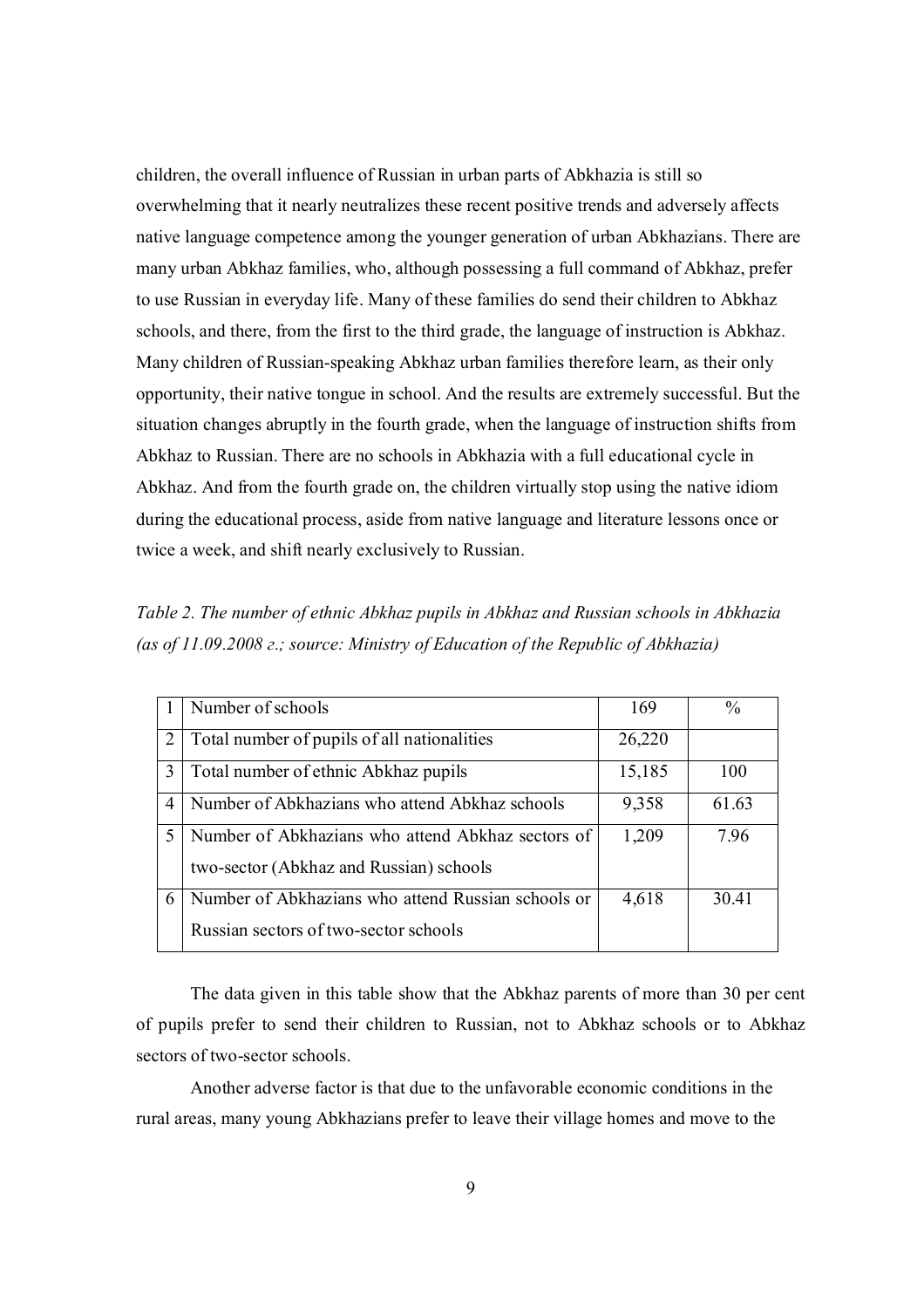children, the overall influence of Russian in urban parts of Abkhazia is still so overwhelming that it nearly neutralizes these recent positive trends and adversely affects native language competence among the younger generation of urban Abkhazians. There are many urban Abkhaz families, who, although possessing a full command of Abkhaz, prefer to use Russian in everyday life. Many of these families do send their children to Abkhaz schools, and there, from the first to the third grade, the language of instruction is Abkhaz. Many children of Russian-speaking Abkhaz urban families therefore learn, as their only opportunity, their native tongue in school. And the results are extremely successful. But the situation changes abruptly in the fourth grade, when the language of instruction shifts from Abkhaz to Russian. There are no schools in Abkhazia with a full educational cycle in Abkhaz. And from the fourth grade on, the children virtually stop using the native idiom during the educational process, aside from native language and literature lessons once or twice a week, and shift nearly exclusively to Russian.

*Table 2. The number of ethnic Abkhaz pupils in Abkhaz and Russian schools in Abkhazia (as of 11.09.2008 г.; source: Ministry of Education of the Republic of Abkhazia)*

| 1 | Number of schools | 169 | % |
|---|---|---|---|
| 2 | Total number of pupils of all nationalities | 26,220 | |
| 3 | Total number of ethnic Abkhaz pupils | 15,185 | 100 |
| 4 | Number of Abkhazians who attend Abkhaz schools | 9,358 | 61.63 |
| 5 | Number of Abkhazians who attend Abkhaz sectors of two-sector (Abkhaz and Russian) schools | 1,209 | 7.96 |
| 6 | Number of Abkhazians who attend Russian schools or Russian sectors of two-sector schools | 4,618 | 30.41 |

The data given in this table show that the Abkhaz parents of more than 30 per cent of pupils prefer to send their children to Russian, not to Abkhaz schools or to Abkhaz sectors of two-sector schools.

Another adverse factor is that due to the unfavorable economic conditions in the rural areas, many young Abkhazians prefer to leave their village homes and move to the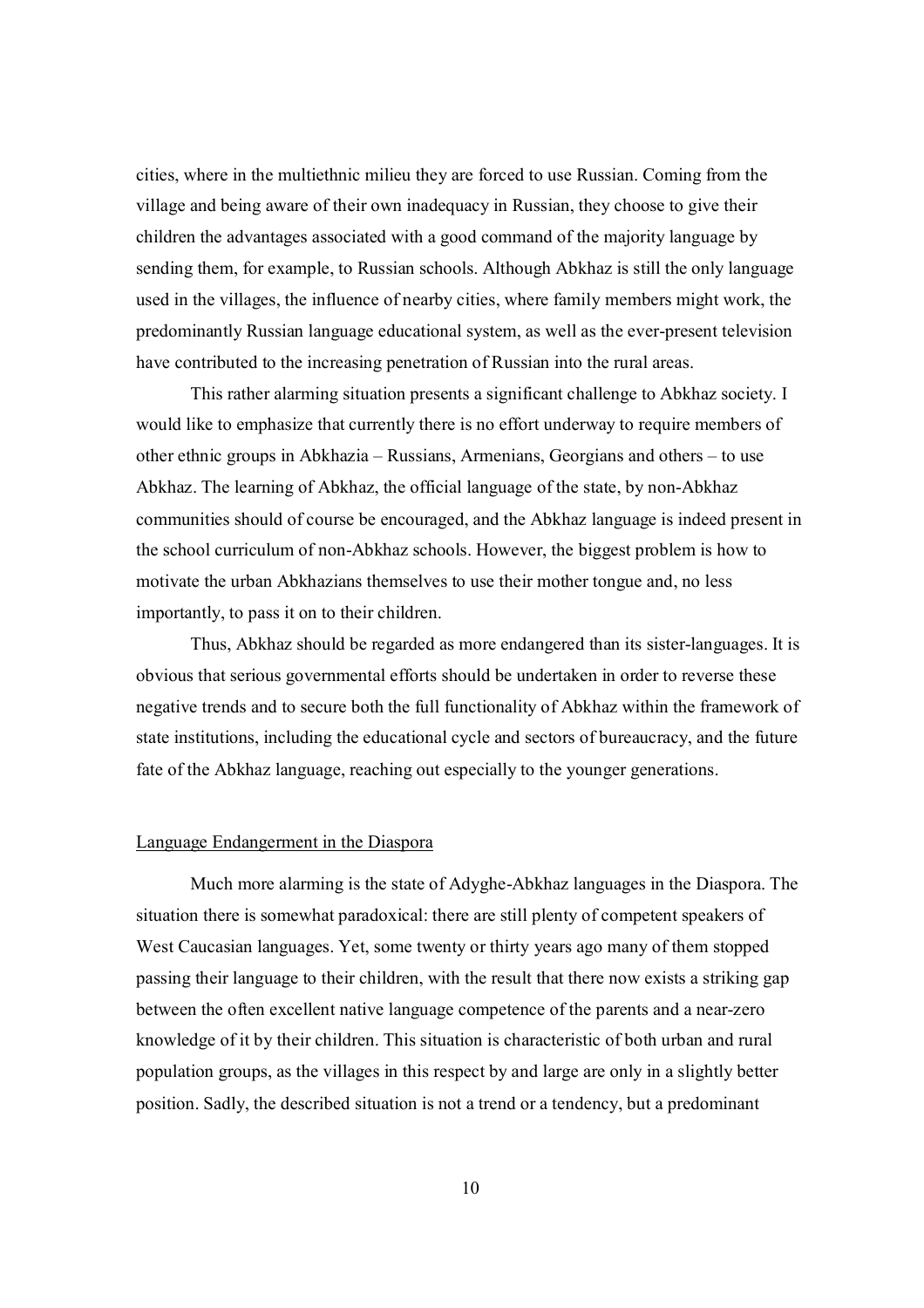cities, where in the multiethnic milieu they are forced to use Russian. Coming from the village and being aware of their own inadequacy in Russian, they choose to give their children the advantages associated with a good command of the majority language by sending them, for example, to Russian schools. Although Abkhaz is still the only language used in the villages, the influence of nearby cities, where family members might work, the predominantly Russian language educational system, as well as the ever-present television have contributed to the increasing penetration of Russian into the rural areas.

This rather alarming situation presents a significant challenge to Abkhaz society. I would like to emphasize that currently there is no effort underway to require members of other ethnic groups in Abkhazia – Russians, Armenians, Georgians and others – to use Abkhaz. The learning of Abkhaz, the official language of the state, by non-Abkhaz communities should of course be encouraged, and the Abkhaz language is indeed present in the school curriculum of non-Abkhaz schools. However, the biggest problem is how to motivate the urban Abkhazians themselves to use their mother tongue and, no less importantly, to pass it on to their children.

Thus, Abkhaz should be regarded as more endangered than its sister-languages. It is obvious that serious governmental efforts should be undertaken in order to reverse these negative trends and to secure both the full functionality of Abkhaz within the framework of state institutions, including the educational cycle and sectors of bureaucracy, and the future fate of the Abkhaz language, reaching out especially to the younger generations.

## Language Endangerment in the Diaspora

Much more alarming is the state of Adyghe-Abkhaz languages in the Diaspora. The situation there is somewhat paradoxical: there are still plenty of competent speakers of West Caucasian languages. Yet, some twenty or thirty years ago many of them stopped passing their language to their children, with the result that there now exists a striking gap between the often excellent native language competence of the parents and a near-zero knowledge of it by their children. This situation is characteristic of both urban and rural population groups, as the villages in this respect by and large are only in a slightly better position. Sadly, the described situation is not a trend or a tendency, but a predominant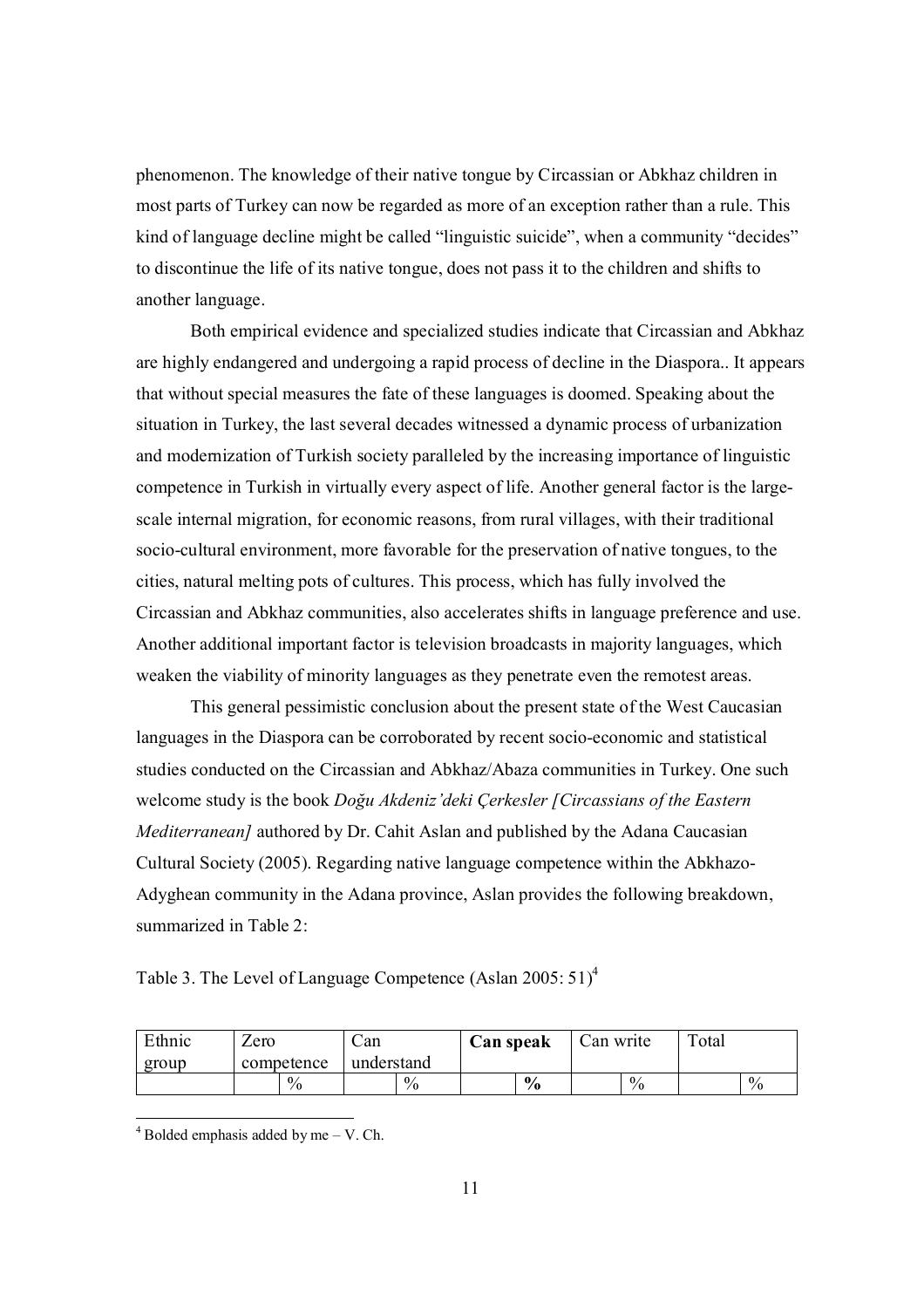phenomenon. The knowledge of their native tongue by Circassian or Abkhaz children in most parts of Turkey can now be regarded as more of an exception rather than a rule. This kind of language decline might be called "linguistic suicide", when a community "decides" to discontinue the life of its native tongue, does not pass it to the children and shifts to another language.

Both empirical evidence and specialized studies indicate that Circassian and Abkhaz are highly endangered and undergoing a rapid process of decline in the Diaspora.. It appears that without special measures the fate of these languages is doomed. Speaking about the situation in Turkey, the last several decades witnessed a dynamic process of urbanization and modernization of Turkish society paralleled by the increasing importance of linguistic competence in Turkish in virtually every aspect of life. Another general factor is the large-scale internal migration, for economic reasons, from rural villages, with their traditional socio-cultural environment, more favorable for the preservation of native tongues, to the cities, natural melting pots of cultures. This process, which has fully involved the Circassian and Abkhaz communities, also accelerates shifts in language preference and use. Another additional important factor is television broadcasts in majority languages, which weaken the viability of minority languages as they penetrate even the remotest areas.

This general pessimistic conclusion about the present state of the West Caucasian languages in the Diaspora can be corroborated by recent socio-economic and statistical studies conducted on the Circassian and Abkhaz/Abaza communities in Turkey. One such welcome study is the book *Doğu Akdeniz'deki Çerkesler [Circassians of the Eastern Mediterranean]* authored by Dr. Cahit Aslan and published by the Adana Caucasian Cultural Society (2005). Regarding native language competence within the Abkhazo-Adyghean community in the Adana province, Aslan provides the following breakdown, summarized in Table 2:

Table 3. The Level of Language Competence (Aslan 2005: 51)[4]

| Ethnic group | Zero competence | | Can understand | | **Can speak** | | Can write | | Total | |
|---|---|---|---|---|---|---|---|---|---|---|
| | | % | | % | | **%** | | % | | % |

[4] Bolded emphasis added by me – V. Ch.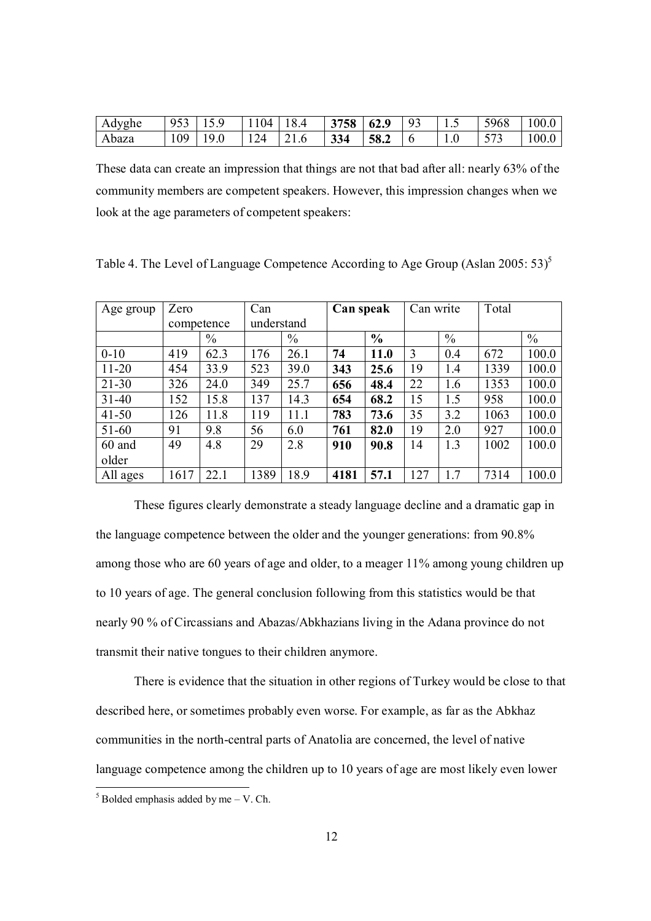| Adyghe | 953 | 15.9 | 1104 | 18.4 | **3758** | **62.9** | 93 | 1.5 | 5968 | 100.0 |
|---|---|---|---|---|---|---|---|---|---|---|
| Abaza | 109 | 19.0 | 124 | 21.6 | **334** | **58.2** | 6 | 1.0 | 573 | 100.0 |

These data can create an impression that things are not that bad after all: nearly 63% of the community members are competent speakers. However, this impression changes when we look at the age parameters of competent speakers:

Table 4. The Level of Language Competence According to Age Group (Aslan 2005: 53)[5]

| Age group | Zero competence | | Can understand | | **Can speak** | | Can write | | Total | |
|---|---|---|---|---|---|---|---|---|---|---|
| | | % | | % | | **%** | | % | | % |
| 0-10 | 419 | 62.3 | 176 | 26.1 | **74** | **11.0** | 3 | 0.4 | 672 | 100.0 |
| 11-20 | 454 | 33.9 | 523 | 39.0 | **343** | **25.6** | 19 | 1.4 | 1339 | 100.0 |
| 21-30 | 326 | 24.0 | 349 | 25.7 | **656** | **48.4** | 22 | 1.6 | 1353 | 100.0 |
| 31-40 | 152 | 15.8 | 137 | 14.3 | **654** | **68.2** | 15 | 1.5 | 958 | 100.0 |
| 41-50 | 126 | 11.8 | 119 | 11.1 | **783** | **73.6** | 35 | 3.2 | 1063 | 100.0 |
| 51-60 | 91 | 9.8 | 56 | 6.0 | **761** | **82.0** | 19 | 2.0 | 927 | 100.0 |
| 60 and older | 49 | 4.8 | 29 | 2.8 | **910** | **90.8** | 14 | 1.3 | 1002 | 100.0 |
| All ages | 1617 | 22.1 | 1389 | 18.9 | **4181** | **57.1** | 127 | 1.7 | 7314 | 100.0 |

These figures clearly demonstrate a steady language decline and a dramatic gap in the language competence between the older and the younger generations: from 90.8% among those who are 60 years of age and older, to a meager 11% among young children up to 10 years of age. The general conclusion following from this statistics would be that nearly 90 % of Circassians and Abazas/Abkhazians living in the Adana province do not transmit their native tongues to their children anymore.

There is evidence that the situation in other regions of Turkey would be close to that described here, or sometimes probably even worse. For example, as far as the Abkhaz communities in the north-central parts of Anatolia are concerned, the level of native language competence among the children up to 10 years of age are most likely even lower

[5] Bolded emphasis added by me – V. Ch.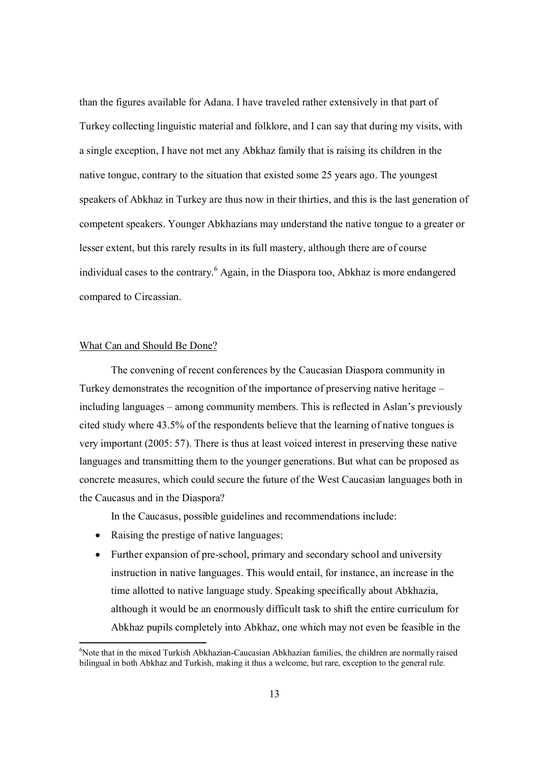than the figures available for Adana. I have traveled rather extensively in that part of Turkey collecting linguistic material and folklore, and I can say that during my visits, with a single exception, I have not met any Abkhaz family that is raising its children in the native tongue, contrary to the situation that existed some 25 years ago. The youngest speakers of Abkhaz in Turkey are thus now in their thirties, and this is the last generation of competent speakers. Younger Abkhazians may understand the native tongue to a greater or lesser extent, but this rarely results in its full mastery, although there are of course individual cases to the contrary.[6] Again, in the Diaspora too, Abkhaz is more endangered compared to Circassian.

<u>What Can and Should Be Done?</u>

The convening of recent conferences by the Caucasian Diaspora community in Turkey demonstrates the recognition of the importance of preserving native heritage – including languages – among community members. This is reflected in Aslan's previously cited study where 43.5% of the respondents believe that the learning of native tongues is very important (2005: 57). There is thus at least voiced interest in preserving these native languages and transmitting them to the younger generations. But what can be proposed as concrete measures, which could secure the future of the West Caucasian languages both in the Caucasus and in the Diaspora?

In the Caucasus, possible guidelines and recommendations include:

- Raising the prestige of native languages;
- Further expansion of pre-school, primary and secondary school and university instruction in native languages. This would entail, for instance, an increase in the time allotted to native language study. Speaking specifically about Abkhazia, although it would be an enormously difficult task to shift the entire curriculum for Abkhaz pupils completely into Abkhaz, one which may not even be feasible in the

[6] Note that in the mixed Turkish Abkhazian-Caucasian Abkhazian families, the children are normally raised bilingual in both Abkhaz and Turkish, making it thus a welcome, but rare, exception to the general rule.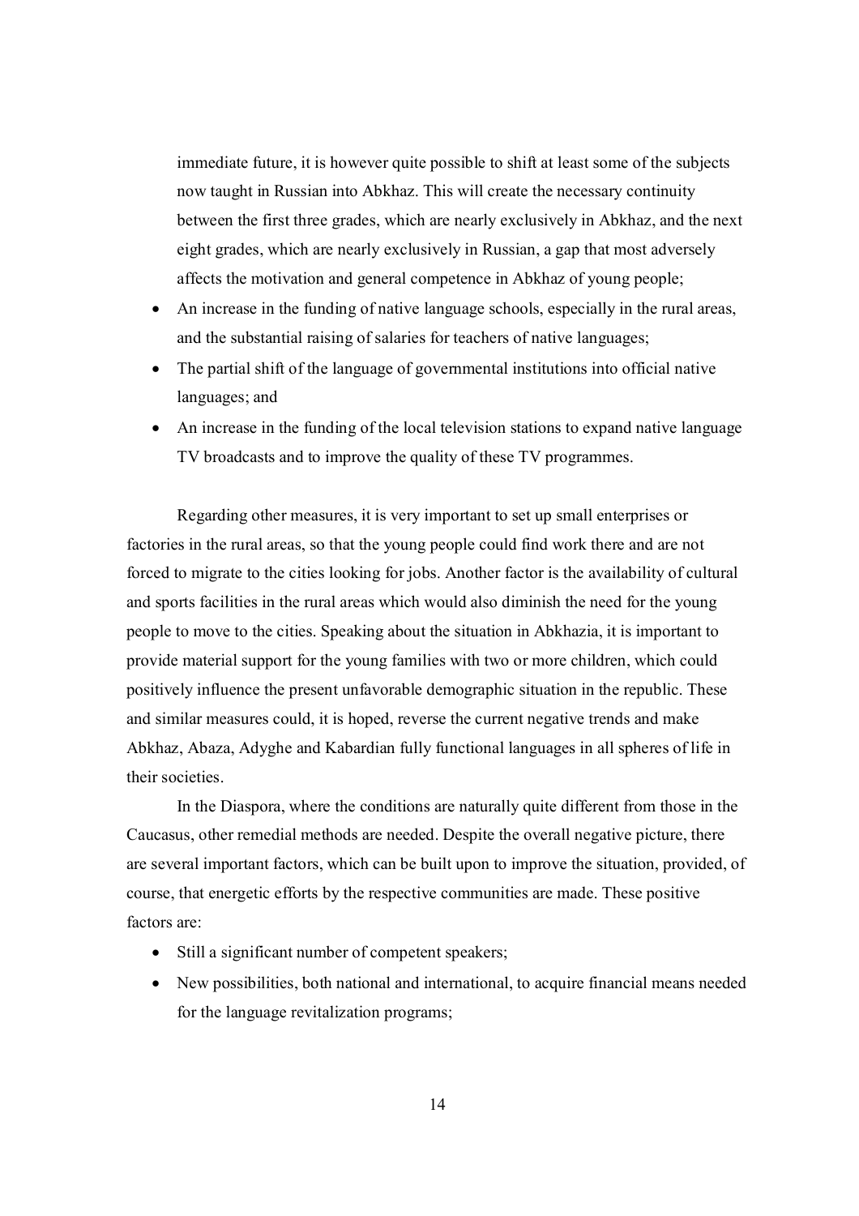immediate future, it is however quite possible to shift at least some of the subjects now taught in Russian into Abkhaz. This will create the necessary continuity between the first three grades, which are nearly exclusively in Abkhaz, and the next eight grades, which are nearly exclusively in Russian, a gap that most adversely affects the motivation and general competence in Abkhaz of young people;

- An increase in the funding of native language schools, especially in the rural areas, and the substantial raising of salaries for teachers of native languages;
- The partial shift of the language of governmental institutions into official native languages; and
- An increase in the funding of the local television stations to expand native language TV broadcasts and to improve the quality of these TV programmes.

Regarding other measures, it is very important to set up small enterprises or factories in the rural areas, so that the young people could find work there and are not forced to migrate to the cities looking for jobs. Another factor is the availability of cultural and sports facilities in the rural areas which would also diminish the need for the young people to move to the cities. Speaking about the situation in Abkhazia, it is important to provide material support for the young families with two or more children, which could positively influence the present unfavorable demographic situation in the republic. These and similar measures could, it is hoped, reverse the current negative trends and make Abkhaz, Abaza, Adyghe and Kabardian fully functional languages in all spheres of life in their societies.

In the Diaspora, where the conditions are naturally quite different from those in the Caucasus, other remedial methods are needed. Despite the overall negative picture, there are several important factors, which can be built upon to improve the situation, provided, of course, that energetic efforts by the respective communities are made. These positive factors are:

- Still a significant number of competent speakers;
- New possibilities, both national and international, to acquire financial means needed for the language revitalization programs;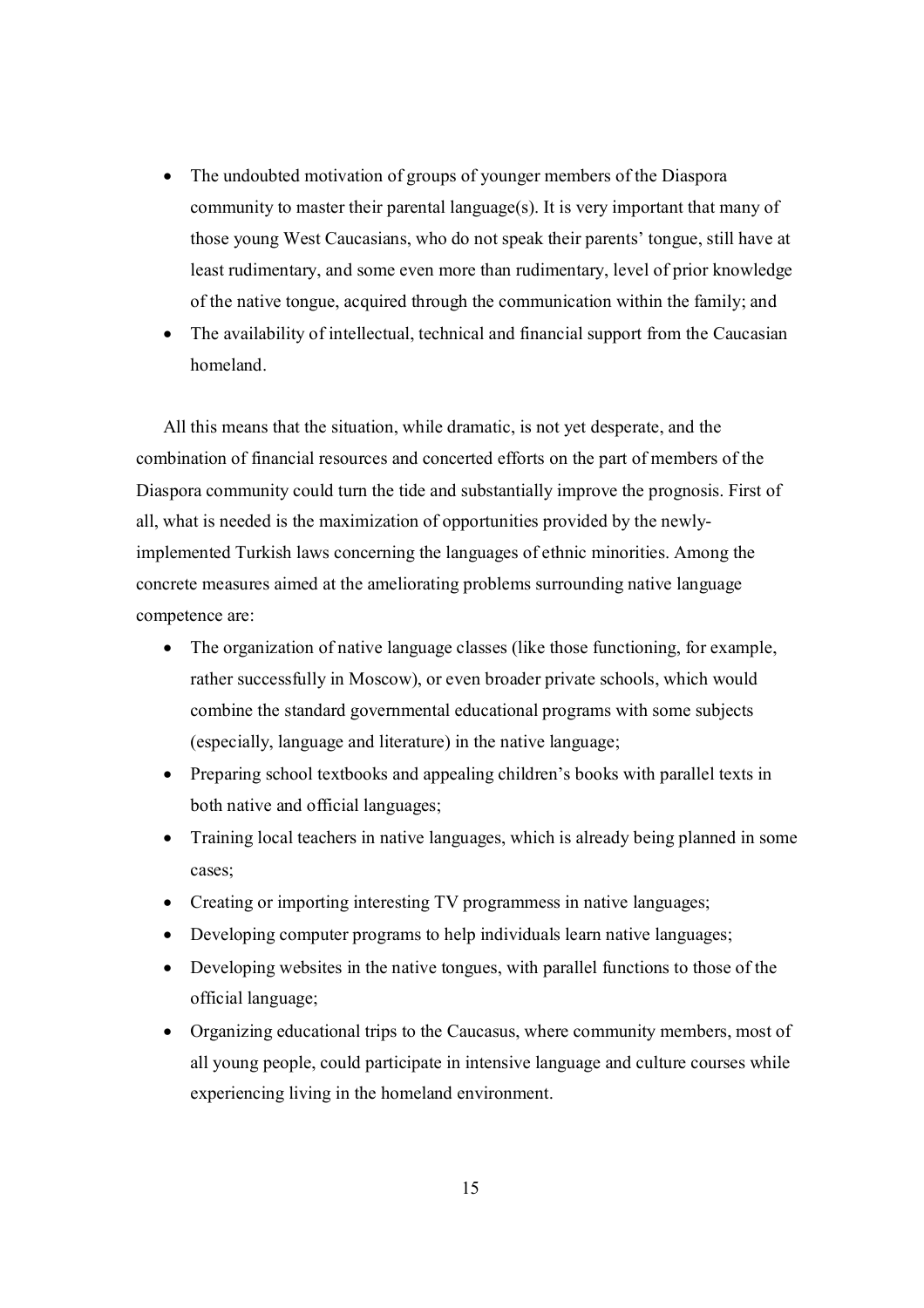- The undoubted motivation of groups of younger members of the Diaspora community to master their parental language(s). It is very important that many of those young West Caucasians, who do not speak their parents' tongue, still have at least rudimentary, and some even more than rudimentary, level of prior knowledge of the native tongue, acquired through the communication within the family; and
- The availability of intellectual, technical and financial support from the Caucasian homeland.

All this means that the situation, while dramatic, is not yet desperate, and the combination of financial resources and concerted efforts on the part of members of the Diaspora community could turn the tide and substantially improve the prognosis. First of all, what is needed is the maximization of opportunities provided by the newly-implemented Turkish laws concerning the languages of ethnic minorities. Among the concrete measures aimed at the ameliorating problems surrounding native language competence are:

- The organization of native language classes (like those functioning, for example, rather successfully in Moscow), or even broader private schools, which would combine the standard governmental educational programs with some subjects (especially, language and literature) in the native language;
- Preparing school textbooks and appealing children's books with parallel texts in both native and official languages;
- Training local teachers in native languages, which is already being planned in some cases;
- Creating or importing interesting TV programmess in native languages;
- Developing computer programs to help individuals learn native languages;
- Developing websites in the native tongues, with parallel functions to those of the official language;
- Organizing educational trips to the Caucasus, where community members, most of all young people, could participate in intensive language and culture courses while experiencing living in the homeland environment.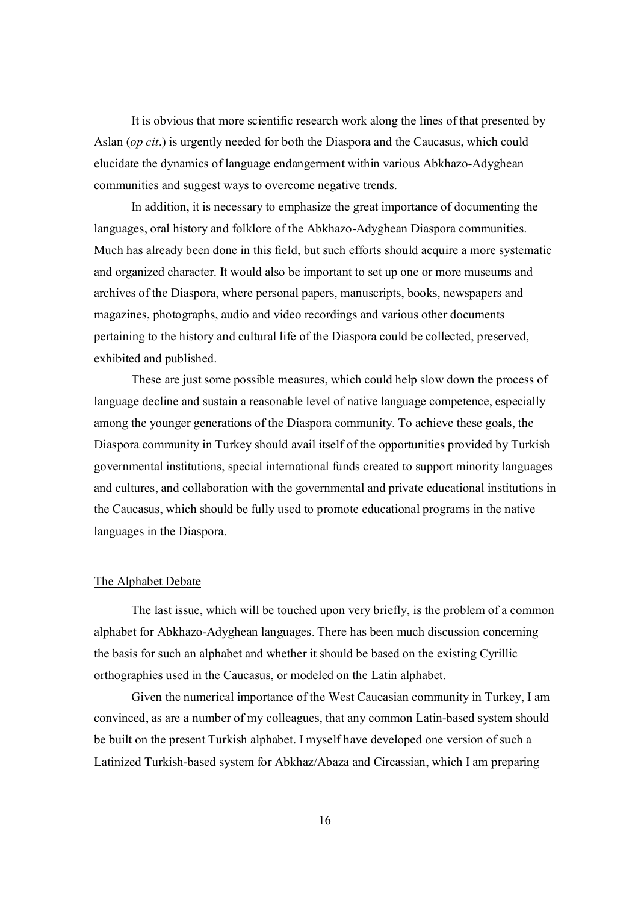It is obvious that more scientific research work along the lines of that presented by Aslan (*op cit*.) is urgently needed for both the Diaspora and the Caucasus, which could elucidate the dynamics of language endangerment within various Abkhazo-Adyghean communities and suggest ways to overcome negative trends.

In addition, it is necessary to emphasize the great importance of documenting the languages, oral history and folklore of the Abkhazo-Adyghean Diaspora communities. Much has already been done in this field, but such efforts should acquire a more systematic and organized character. It would also be important to set up one or more museums and archives of the Diaspora, where personal papers, manuscripts, books, newspapers and magazines, photographs, audio and video recordings and various other documents pertaining to the history and cultural life of the Diaspora could be collected, preserved, exhibited and published.

These are just some possible measures, which could help slow down the process of language decline and sustain a reasonable level of native language competence, especially among the younger generations of the Diaspora community. To achieve these goals, the Diaspora community in Turkey should avail itself of the opportunities provided by Turkish governmental institutions, special international funds created to support minority languages and cultures, and collaboration with the governmental and private educational institutions in the Caucasus, which should be fully used to promote educational programs in the native languages in the Diaspora.

## The Alphabet Debate

The last issue, which will be touched upon very briefly, is the problem of a common alphabet for Abkhazo-Adyghean languages. There has been much discussion concerning the basis for such an alphabet and whether it should be based on the existing Cyrillic orthographies used in the Caucasus, or modeled on the Latin alphabet.

Given the numerical importance of the West Caucasian community in Turkey, I am convinced, as are a number of my colleagues, that any common Latin-based system should be built on the present Turkish alphabet. I myself have developed one version of such a Latinized Turkish-based system for Abkhaz/Abaza and Circassian, which I am preparing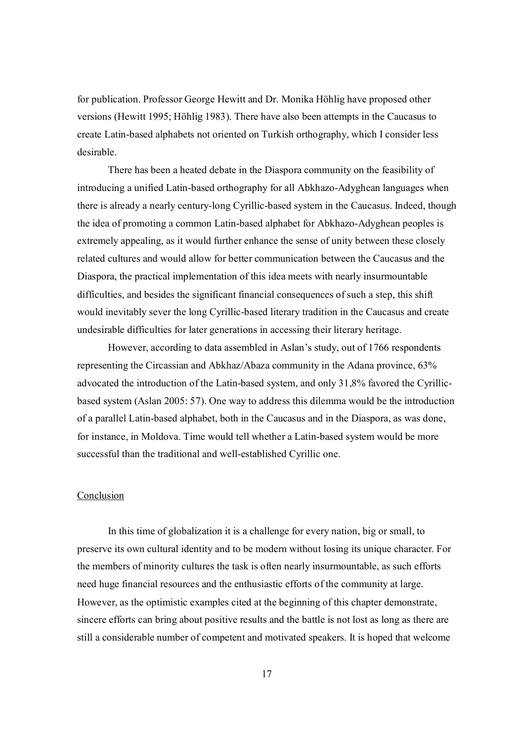for publication. Professor George Hewitt and Dr. Monika Höhlig have proposed other versions (Hewitt 1995; Höhlig 1983). There have also been attempts in the Caucasus to create Latin-based alphabets not oriented on Turkish orthography, which I consider less desirable.

There has been a heated debate in the Diaspora community on the feasibility of introducing a unified Latin-based orthography for all Abkhazo-Adyghean languages when there is already a nearly century-long Cyrillic-based system in the Caucasus. Indeed, though the idea of promoting a common Latin-based alphabet for Abkhazo-Adyghean peoples is extremely appealing, as it would further enhance the sense of unity between these closely related cultures and would allow for better communication between the Caucasus and the Diaspora, the practical implementation of this idea meets with nearly insurmountable difficulties, and besides the significant financial consequences of such a step, this shift would inevitably sever the long Cyrillic-based literary tradition in the Caucasus and create undesirable difficulties for later generations in accessing their literary heritage.

However, according to data assembled in Aslan's study, out of 1766 respondents representing the Circassian and Abkhaz/Abaza community in the Adana province, 63% advocated the introduction of the Latin-based system, and only 31,8% favored the Cyrillic-based system (Aslan 2005: 57). One way to address this dilemma would be the introduction of a parallel Latin-based alphabet, both in the Caucasus and in the Diaspora, as was done, for instance, in Moldova. Time would tell whether a Latin-based system would be more successful than the traditional and well-established Cyrillic one.

## Conclusion

In this time of globalization it is a challenge for every nation, big or small, to preserve its own cultural identity and to be modern without losing its unique character. For the members of minority cultures the task is often nearly insurmountable, as such efforts need huge financial resources and the enthusiastic efforts of the community at large. However, as the optimistic examples cited at the beginning of this chapter demonstrate, sincere efforts can bring about positive results and the battle is not lost as long as there are still a considerable number of competent and motivated speakers. It is hoped that welcome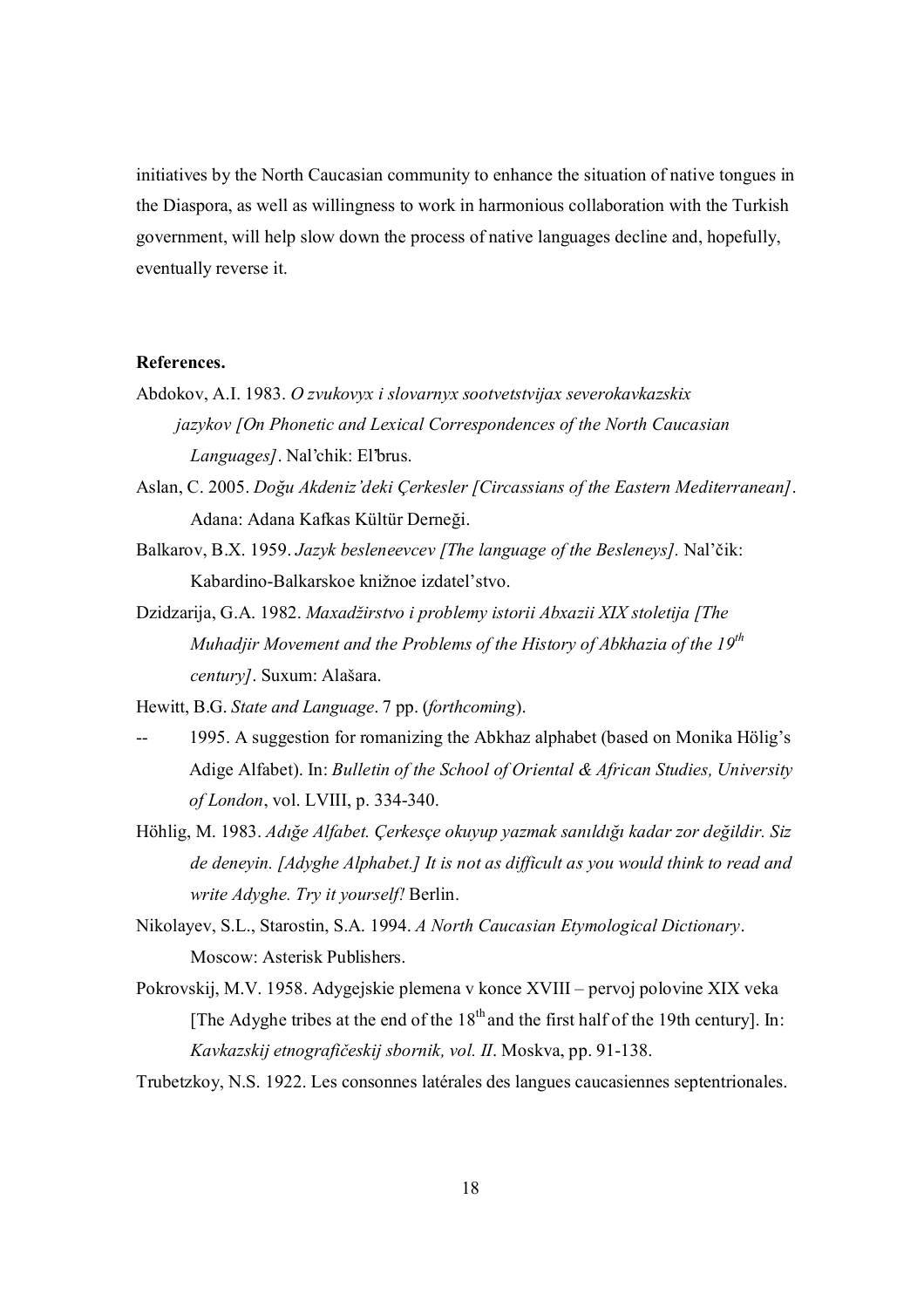initiatives by the North Caucasian community to enhance the situation of native tongues in the Diaspora, as well as willingness to work in harmonious collaboration with the Turkish government, will help slow down the process of native languages decline and, hopefully, eventually reverse it.

**References.**

Abdokov, A.I. 1983. *O zvukovyx i slovarnyx sootvetstvijax severokavkazskix jazykov [On Phonetic and Lexical Correspondences of the North Caucasian Languages]*. Nal'chik: El'brus.

Aslan, C. 2005. *Doğu Akdeniz'deki Çerkesler [Circassians of the Eastern Mediterranean]*. Adana: Adana Kafkas Kültür Derneği.

Balkarov, B.X. 1959. *Jazyk besleneevcev [The language of the Besleneys].* Nal'čik: Kabardino-Balkarskoe knižnoe izdatel'stvo.

Dzidzarija, G.A. 1982. *Maxadžirstvo i problemy istorii Abxazii XIX stoletija [The Muhadjir Movement and the Problems of the History of Abkhazia of the 19th century]*. Suxum: Alašara.

Hewitt, B.G. *State and Language*. 7 pp. (*forthcoming*).

-- 1995. A suggestion for romanizing the Abkhaz alphabet (based on Monika Hölig's Adige Alfabet). In: *Bulletin of the School of Oriental & African Studies, University of London*, vol. LVIII, p. 334-340.

Höhlig, M. 1983. *Adığe Alfabet. Çerkesçe okuyup yazmak sanıldığı kadar zor değildir. Siz de deneyin. [Adyghe Alphabet.] It is not as difficult as you would think to read and write Adyghe. Try it yourself!* Berlin.

Nikolayev, S.L., Starostin, S.A. 1994. *A North Caucasian Etymological Dictionary*. Moscow: Asterisk Publishers.

Pokrovskij, M.V. 1958. Adygejskie plemena v konce XVIII – pervoj polovine XIX veka [The Adyghe tribes at the end of the 18th and the first half of the 19th century]. In: *Kavkazskij etnografičeskij sbornik, vol. II*. Moskva, pp. 91-138.

Trubetzkoy, N.S. 1922. Les consonnes latérales des langues caucasiennes septentrionales.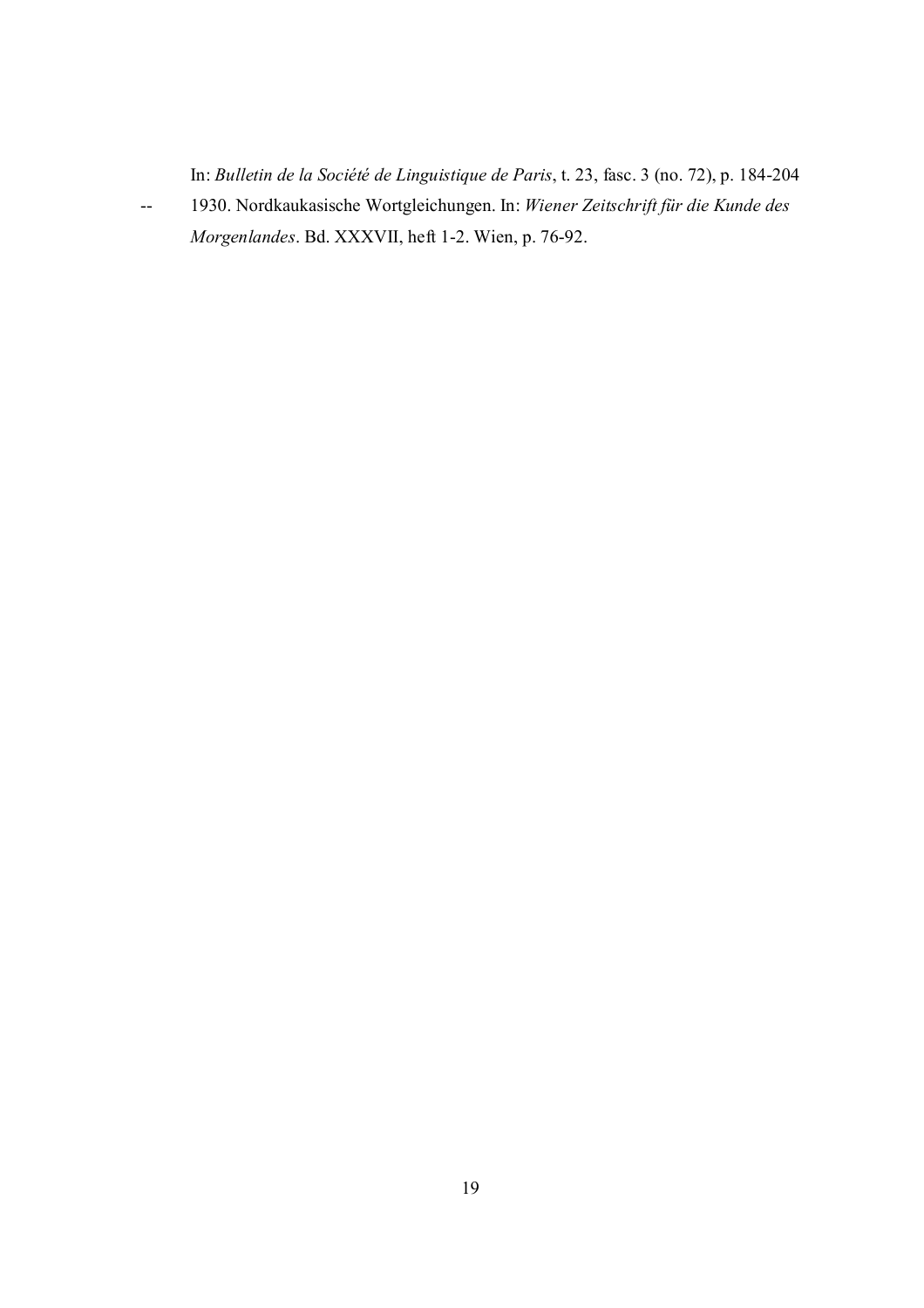In: *Bulletin de la Société de Linguistique de Paris*, t. 23, fasc. 3 (no. 72), p. 184-204

-- 1930. Nordkaukasische Wortgleichungen. In: *Wiener Zeitschrift für die Kunde des Morgenlandes*. Bd. XXXVII, heft 1-2. Wien, p. 76-92.